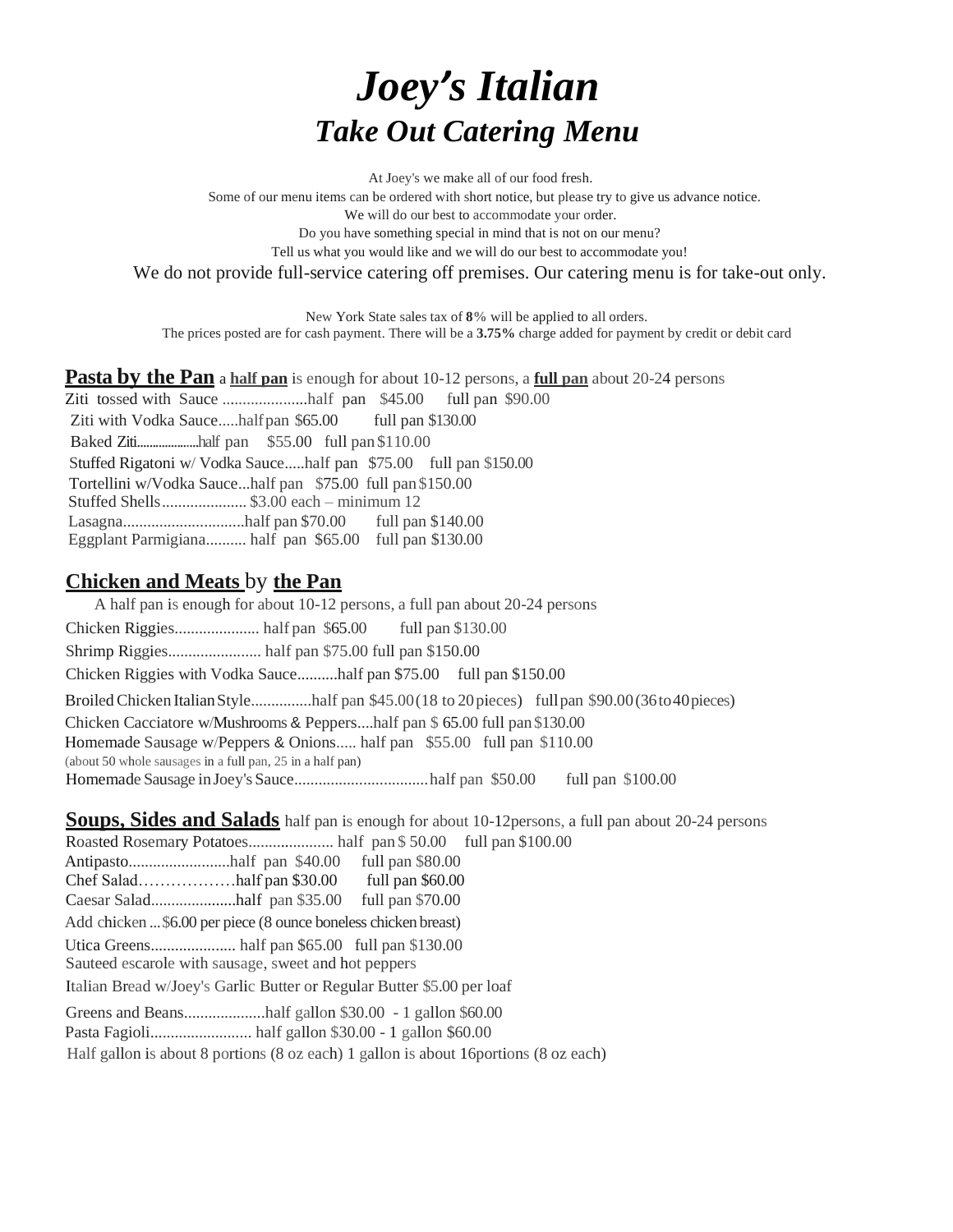# *Joey's Italian*
## *Take Out Catering Menu*

At Joey's we make all of our food fresh.
Some of our menu items can be ordered with short notice, but please try to give us advance notice.
We will do our best to accommodate your order.
Do you have something special in mind that is not on our menu?
Tell us what you would like and we will do our best to accommodate you!

We do not provide full-service catering off premises. Our catering menu is for take-out only.

New York State sales tax of **8%** will be applied to all orders.
The prices posted are for cash payment. There will be a **3.75%** charge added for payment by credit or debit card

**Pasta by the Pan** a **half pan** is enough for about 10-12 persons, a **full pan** about 20-24 persons

Ziti tossed with Sauce .....................half pan $45.00 full pan $90.00
Ziti with Vodka Sauce.....half pan $65.00 full pan $130.00
Baked Ziti....................half pan $55.00 full pan $110.00
Stuffed Rigatoni w/ Vodka Sauce.....half pan $75.00 full pan $150.00
Tortellini w/Vodka Sauce...half pan $75.00 full pan $150.00
Stuffed Shells..................... $3.00 each – minimum 12
Lasagna..............................half pan $70.00 full pan $140.00
Eggplant Parmigiana.......... half pan $65.00 full pan $130.00

**Chicken and Meats** by **the Pan**

A half pan is enough for about 10-12 persons, a full pan about 20-24 persons

Chicken Riggies..................... half pan $65.00 full pan $130.00
Shrimp Riggies....................... half pan $75.00 full pan $150.00
Chicken Riggies with Vodka Sauce..........half pan $75.00 full pan $150.00
Broiled Chicken Italian Style...............half pan $45.00 (18 to 20 pieces) full pan $90.00 (36 to 40 pieces)
Chicken Cacciatore w/Mushrooms & Peppers....half pan $ 65.00 full pan $130.00
Homemade Sausage w/Peppers & Onions..... half pan $55.00 full pan $110.00
(about 50 whole sausages in a full pan, 25 in a half pan)
Homemade Sausage in Joey's Sauce.................................half pan $50.00 full pan $100.00

**Soups, Sides and Salads** half pan is enough for about 10-12persons, a full pan about 20-24 persons

Roasted Rosemary Potatoes..................... half pan $ 50.00 full pan $100.00
Antipasto.........................half pan $40.00 full pan $80.00
Chef Salad……………….half pan $30.00 full pan $60.00
Caesar Salad.....................half pan $35.00 full pan $70.00
Add chicken ... $6.00 per piece (8 ounce boneless chicken breast)
Utica Greens..................... half pan $65.00 full pan $130.00
Sauteed escarole with sausage, sweet and hot peppers
Italian Bread w/Joey's Garlic Butter or Regular Butter $5.00 per loaf
Greens and Beans....................half gallon $30.00 - 1 gallon $60.00
Pasta Fagioli......................... half gallon $30.00 - 1 gallon $60.00
Half gallon is about 8 portions (8 oz each) 1 gallon is about 16portions (8 oz each)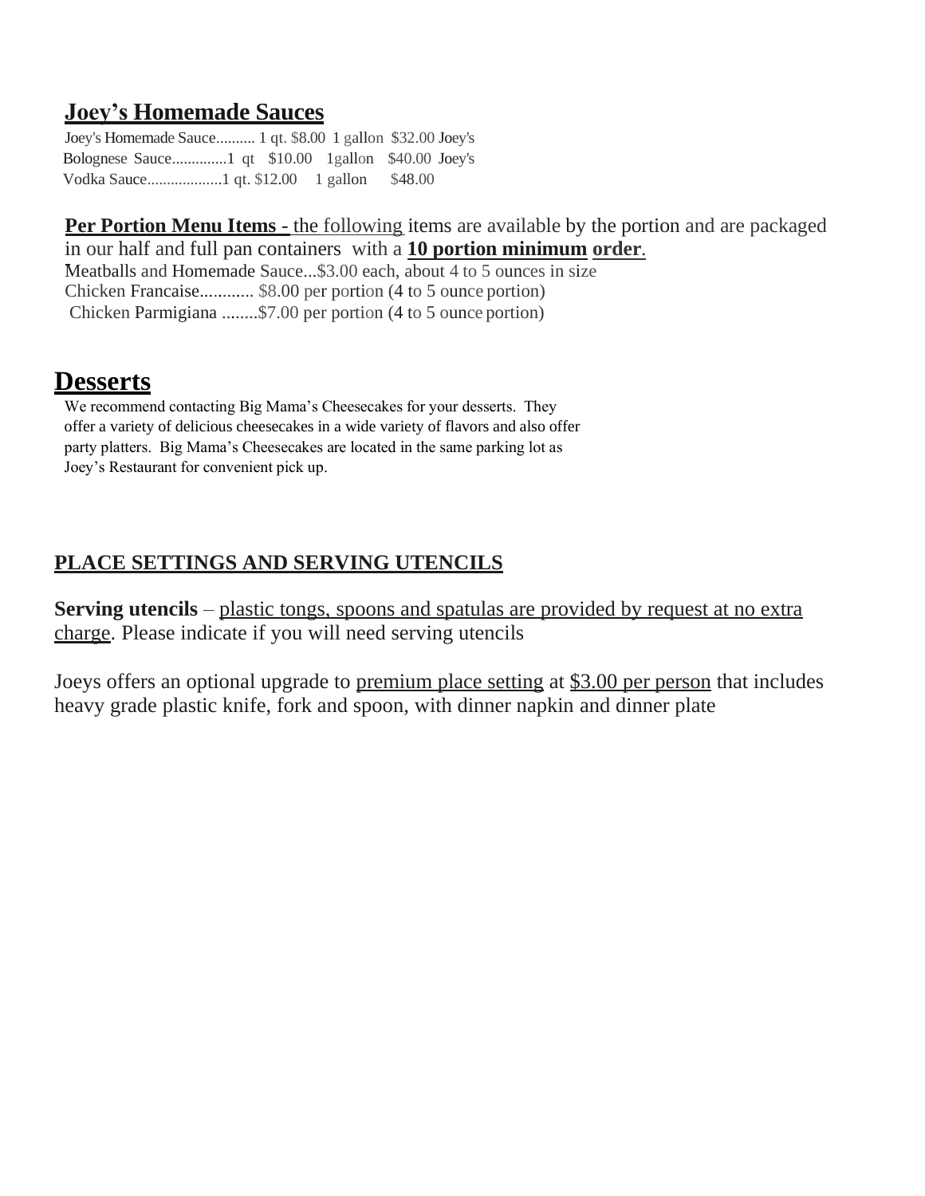## Joey's Homemade Sauces

Joey's Homemade Sauce.......... 1 qt. $8.00 1 gallon $32.00 Joey's Bolognese Sauce.............1 qt $10.00 1gallon $40.00 Joey's Vodka Sauce..................1 qt. $12.00 1 gallon $48.00

**Per Portion Menu Items -** the following items are available by the portion and are packaged in our half and full pan containers with a **10 portion minimum order**.

Meatballs and Homemade Sauce...$3.00 each, about 4 to 5 ounces in size
Chicken Francaise............ $8.00 per portion (4 to 5 ounce portion)
Chicken Parmigiana ........$7.00 per portion (4 to 5 ounce portion)

## Desserts

We recommend contacting Big Mama's Cheesecakes for your desserts. They offer a variety of delicious cheesecakes in a wide variety of flavors and also offer party platters. Big Mama's Cheesecakes are located in the same parking lot as Joey's Restaurant for convenient pick up.

## PLACE SETTINGS AND SERVING UTENCILS

**Serving utencils** – plastic tongs, spoons and spatulas are provided by request at no extra charge. Please indicate if you will need serving utencils

Joeys offers an optional upgrade to premium place setting at $3.00 per person that includes heavy grade plastic knife, fork and spoon, with dinner napkin and dinner plate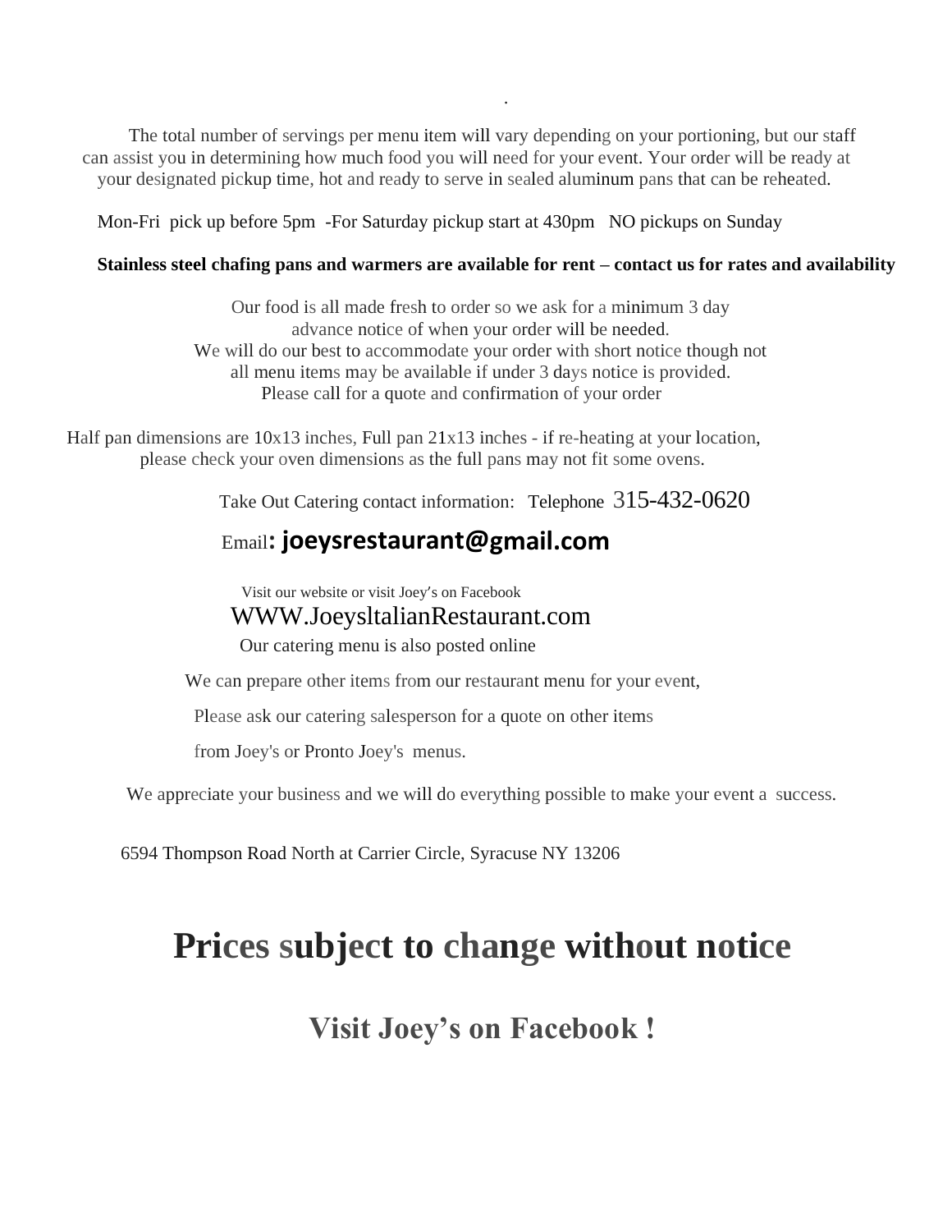.

The total number of servings per menu item will vary depending on your portioning, but our staff can assist you in determining how much food you will need for your event. Your order will be ready at your designated pickup time, hot and ready to serve in sealed aluminum pans that can be reheated.

Mon-Fri pick up before 5pm -For Saturday pickup start at 430pm NO pickups on Sunday

**Stainless steel chafing pans and warmers are available for rent – contact us for rates and availability**

Our food is all made fresh to order so we ask for a minimum 3 day advance notice of when your order will be needed.
We will do our best to accommodate your order with short notice though not all menu items may be available if under 3 days notice is provided.
Please call for a quote and confirmation of your order

Half pan dimensions are 10x13 inches, Full pan 21x13 inches - if re-heating at your location, please check your oven dimensions as the full pans may not fit some ovens.

Take Out Catering contact information: Telephone 315-432-0620

Email**: joeysrestaurant@gmail.com**

Visit our website or visit Joey's on Facebook
WWW.JoeysltalianRestaurant.com
Our catering menu is also posted online

We can prepare other items from our restaurant menu for your event,

Please ask our catering salesperson for a quote on other items

from Joey's or Pronto Joey's menus.

We appreciate your business and we will do everything possible to make your event a success.

6594 Thompson Road North at Carrier Circle, Syracuse NY 13206

# Prices subject to change without notice

## Visit Joey's on Facebook !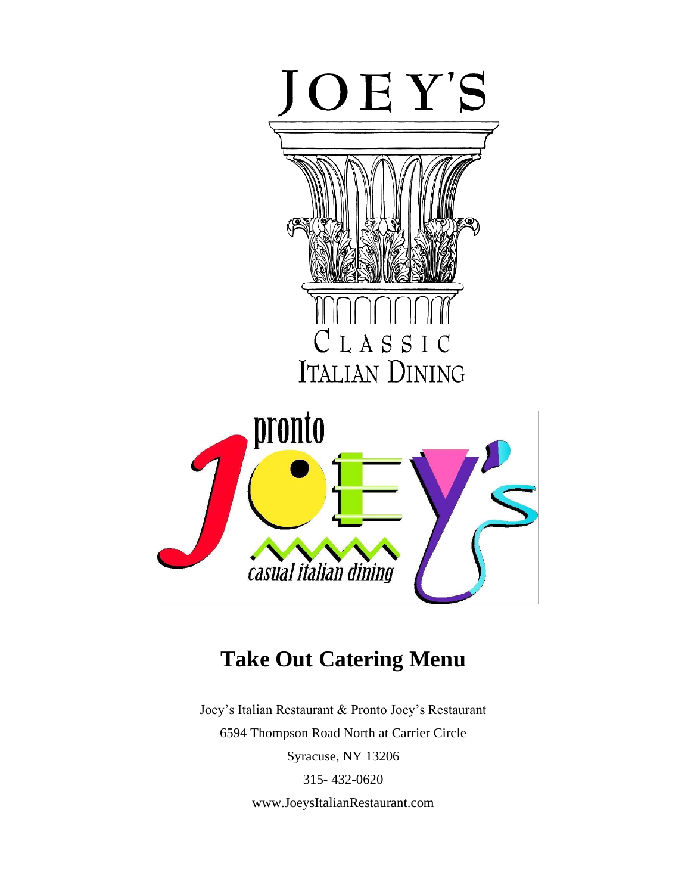JOEY'S

CLASSIC
ITALIAN DINING

pronto
JOEY'S
casual italian dining

# Take Out Catering Menu

Joey's Italian Restaurant & Pronto Joey's Restaurant

6594 Thompson Road North at Carrier Circle

Syracuse, NY 13206

315- 432-0620

www.JoeysItalianRestaurant.com